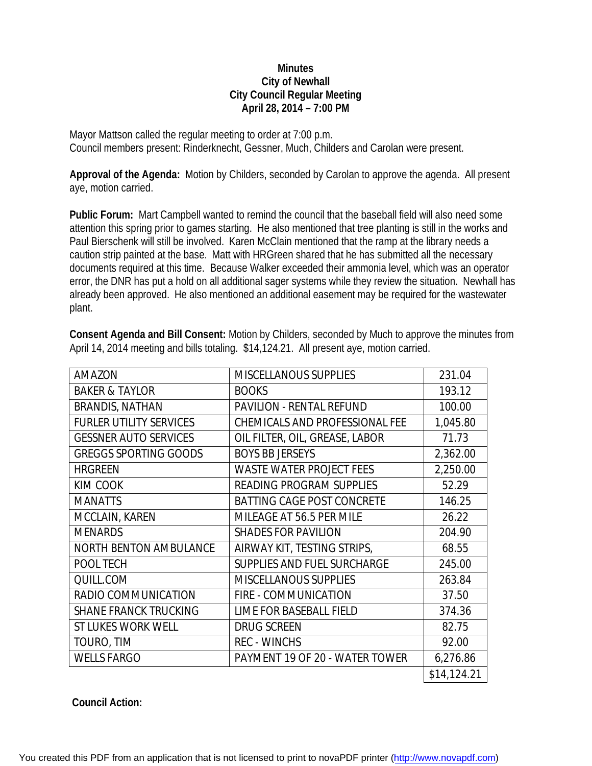# Minutes
## City of Newhall
## City Council Regular Meeting
## April 28, 2014 – 7:00 PM

Mayor Mattson called the regular meeting to order at 7:00 p.m.
Council members present: Rinderknecht, Gessner, Much, Childers and Carolan were present.

**Approval of the Agenda:** Motion by Childers, seconded by Carolan to approve the agenda. All present aye, motion carried.

**Public Forum:** Mart Campbell wanted to remind the council that the baseball field will also need some attention this spring prior to games starting. He also mentioned that tree planting is still in the works and Paul Bierschenk will still be involved. Karen McClain mentioned that the ramp at the library needs a caution strip painted at the base. Matt with HRGreen shared that he has submitted all the necessary documents required at this time. Because Walker exceeded their ammonia level, which was an operator error, the DNR has put a hold on all additional sager systems while they review the situation. Newhall has already been approved. He also mentioned an additional easement may be required for the wastewater plant.

**Consent Agenda and Bill Consent:** Motion by Childers, seconded by Much to approve the minutes from April 14, 2014 meeting and bills totaling. $14,124.21. All present aye, motion carried.

| | | |
|---|---|---|
| AMAZON | MISCELLANOUS SUPPLIES | 231.04 |
| BAKER & TAYLOR | BOOKS | 193.12 |
| BRANDIS, NATHAN | PAVILION - RENTAL REFUND | 100.00 |
| FURLER UTILITY SERVICES | CHEMICALS AND PROFESSIONAL FEE | 1,045.80 |
| GESSNER AUTO SERVICES | OIL FILTER, OIL, GREASE, LABOR | 71.73 |
| GREGGS SPORTING GOODS | BOYS BB JERSEYS | 2,362.00 |
| HRGREEN | WASTE WATER PROJECT FEES | 2,250.00 |
| KIM COOK | READING PROGRAM SUPPLIES | 52.29 |
| MANATTS | BATTING CAGE POST CONCRETE | 146.25 |
| MCCLAIN, KAREN | MILEAGE AT 56.5 PER MILE | 26.22 |
| MENARDS | SHADES FOR PAVILION | 204.90 |
| NORTH BENTON AMBULANCE | AIRWAY KIT, TESTING STRIPS, | 68.55 |
| POOL TECH | SUPPLIES AND FUEL SURCHARGE | 245.00 |
| QUILL.COM | MISCELLANOUS SUPPLIES | 263.84 |
| RADIO COMMUNICATION | FIRE - COMMUNICATION | 37.50 |
| SHANE FRANCK TRUCKING | LIME FOR BASEBALL FIELD | 374.36 |
| ST LUKES WORK WELL | DRUG SCREEN | 82.75 |
| TOURO, TIM | REC - WINCHS | 92.00 |
| WELLS FARGO | PAYMENT 19 OF 20 - WATER TOWER | 6,276.86 |
| | | $14,124.21 |

**Council Action:**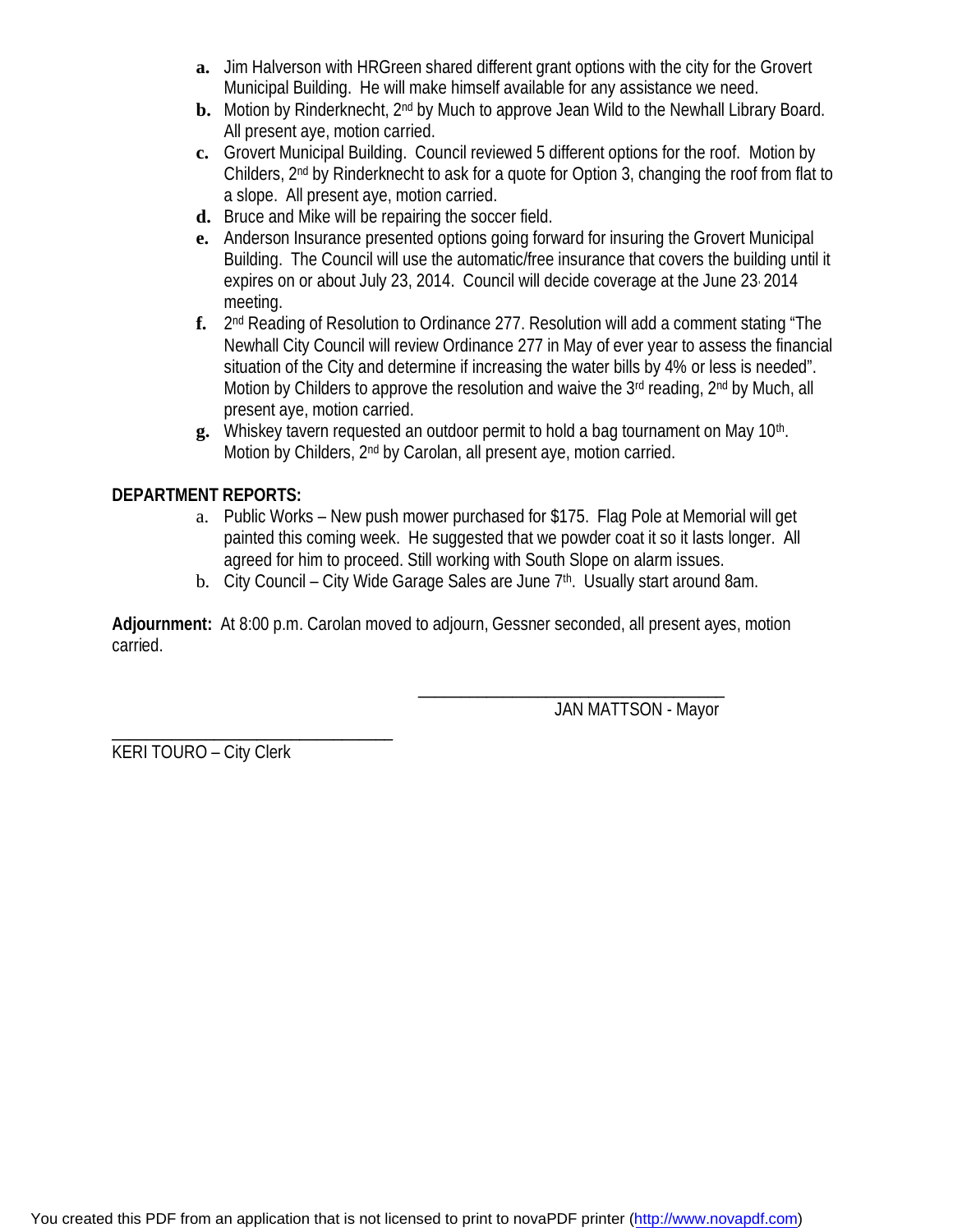a. Jim Halverson with HRGreen shared different grant options with the city for the Grovert Municipal Building. He will make himself available for any assistance we need.
b. Motion by Rinderknecht, 2nd by Much to approve Jean Wild to the Newhall Library Board. All present aye, motion carried.
c. Grovert Municipal Building. Council reviewed 5 different options for the roof. Motion by Childers, 2nd by Rinderknecht to ask for a quote for Option 3, changing the roof from flat to a slope. All present aye, motion carried.
d. Bruce and Mike will be repairing the soccer field.
e. Anderson Insurance presented options going forward for insuring the Grovert Municipal Building. The Council will use the automatic/free insurance that covers the building until it expires on or about July 23, 2014. Council will decide coverage at the June 23, 2014 meeting.
f. 2nd Reading of Resolution to Ordinance 277. Resolution will add a comment stating "The Newhall City Council will review Ordinance 277 in May of ever year to assess the financial situation of the City and determine if increasing the water bills by 4% or less is needed". Motion by Childers to approve the resolution and waive the 3rd reading, 2nd by Much, all present aye, motion carried.
g. Whiskey tavern requested an outdoor permit to hold a bag tournament on May 10th. Motion by Childers, 2nd by Carolan, all present aye, motion carried.

**DEPARTMENT REPORTS:**

a. Public Works – New push mower purchased for $175. Flag Pole at Memorial will get painted this coming week. He suggested that we powder coat it so it lasts longer. All agreed for him to proceed. Still working with South Slope on alarm issues.
b. City Council – City Wide Garage Sales are June 7th. Usually start around 8am.

**Adjournment:** At 8:00 p.m. Carolan moved to adjourn, Gessner seconded, all present ayes, motion carried.

\_\_\_\_\_\_\_\_\_\_\_\_\_\_\_\_\_\_\_\_\_\_\_\_\_\_\_\_\_\_\_\_
JAN MATTSON - Mayor

\_\_\_\_\_\_\_\_\_\_\_\_\_\_\_\_\_\_\_\_\_\_\_\_\_\_\_\_\_\_\_\_
KERI TOURO – City Clerk